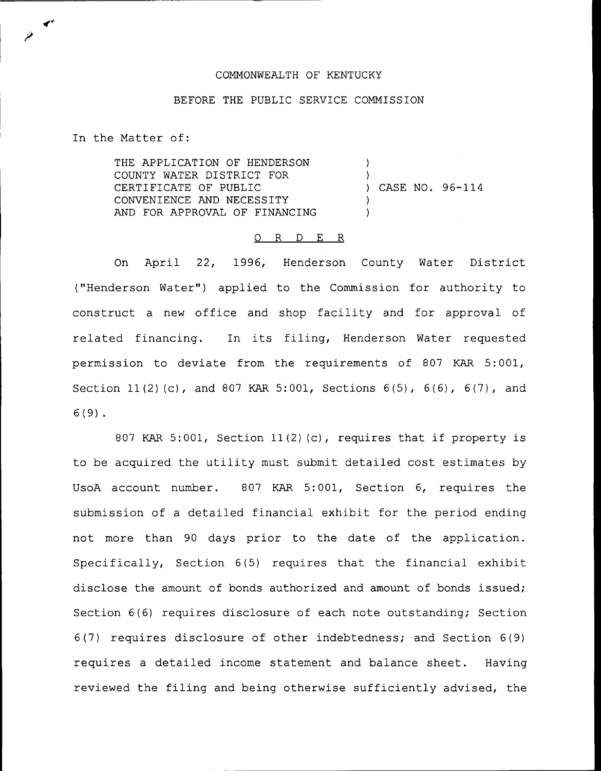COMMONWEALTH OF KENTUCKY

BEFORE THE PUBLIC SERVICE COMMISSION

In the Matter of:

| | | |
|---|---|---|
| THE APPLICATION OF HENDERSON COUNTY WATER DISTRICT FOR CERTIFICATE OF PUBLIC CONVENIENCE AND NECESSITY AND FOR APPROVAL OF FINANCING | ) ) ) ) ) | CASE NO. 96-114 |

## ORDER

On April 22, 1996, Henderson County Water District ("Henderson Water") applied to the Commission for authority to construct a new office and shop facility and for approval of related financing. In its filing, Henderson Water requested permission to deviate from the requirements of 807 KAR 5:001, Section 11(2)(c), and 807 KAR 5:001, Sections 6(5), 6(6), 6(7), and 6(9).

807 KAR 5:001, Section 11(2)(c), requires that if property is to be acquired the utility must submit detailed cost estimates by UsoA account number. 807 KAR 5:001, Section 6, requires the submission of a detailed financial exhibit for the period ending not more than 90 days prior to the date of the application. Specifically, Section 6(5) requires that the financial exhibit disclose the amount of bonds authorized and amount of bonds issued; Section 6(6) requires disclosure of each note outstanding; Section 6(7) requires disclosure of other indebtedness; and Section 6(9) requires a detailed income statement and balance sheet. Having reviewed the filing and being otherwise sufficiently advised, the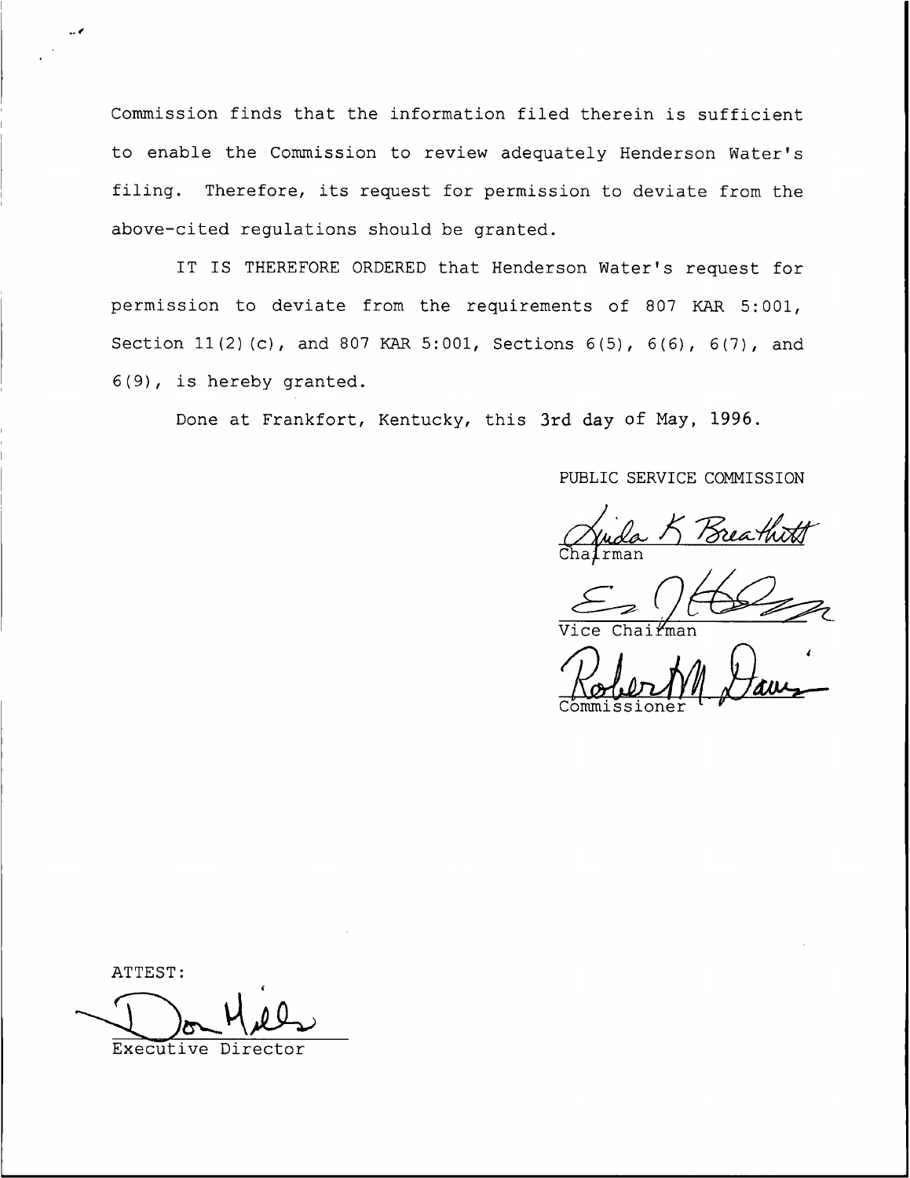Commission finds that the information filed therein is sufficient to enable the Commission to review adequately Henderson Water's filing. Therefore, its request for permission to deviate from the above-cited regulations should be granted.

IT IS THEREFORE ORDERED that Henderson Water's request for permission to deviate from the requirements of 807 KAR 5:001, Section 11(2)(c), and 807 KAR 5:001, Sections 6(5), 6(6), 6(7), and 6(9), is hereby granted.

Done at Frankfort, Kentucky, this 3rd day of May, 1996.

PUBLIC SERVICE COMMISSION

Chairman

Vice Chairman

Commissioner

ATTEST:

Executive Director